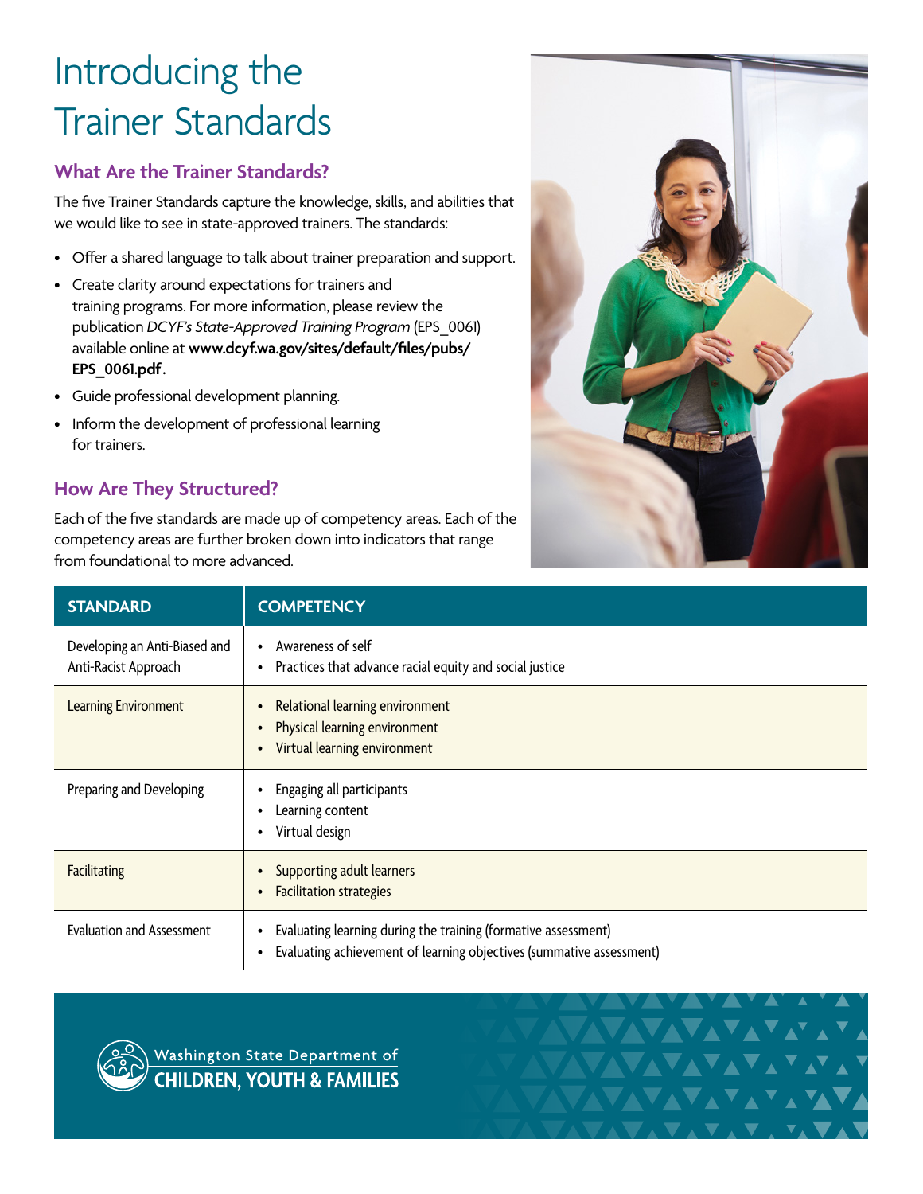# Introducing the Trainer Standards

## What Are the Trainer Standards?

The five Trainer Standards capture the knowledge, skills, and abilities that we would like to see in state-approved trainers. The standards:

- Offer a shared language to talk about trainer preparation and support.
- Create clarity around expectations for trainers and training programs. For more information, please review the publication *DCYF's State-Approved Training Program* (EPS_0061) available online at **www.dcyf.wa.gov/sites/default/files/pubs/EPS_0061.pdf**.
- Guide professional development planning.
- Inform the development of professional learning for trainers.

## How Are They Structured?

Each of the five standards are made up of competency areas. Each of the competency areas are further broken down into indicators that range from foundational to more advanced.

| STANDARD | COMPETENCY |
|---|---|
| Developing an Anti-Biased and Anti-Racist Approach | • Awareness of self<br>• Practices that advance racial equity and social justice |
| Learning Environment | • Relational learning environment<br>• Physical learning environment<br>• Virtual learning environment |
| Preparing and Developing | • Engaging all participants<br>• Learning content<br>• Virtual design |
| Facilitating | • Supporting adult learners<br>• Facilitation strategies |
| Evaluation and Assessment | • Evaluating learning during the training (formative assessment)<br>• Evaluating achievement of learning objectives (summative assessment) |

Washington State Department of CHILDREN, YOUTH & FAMILIES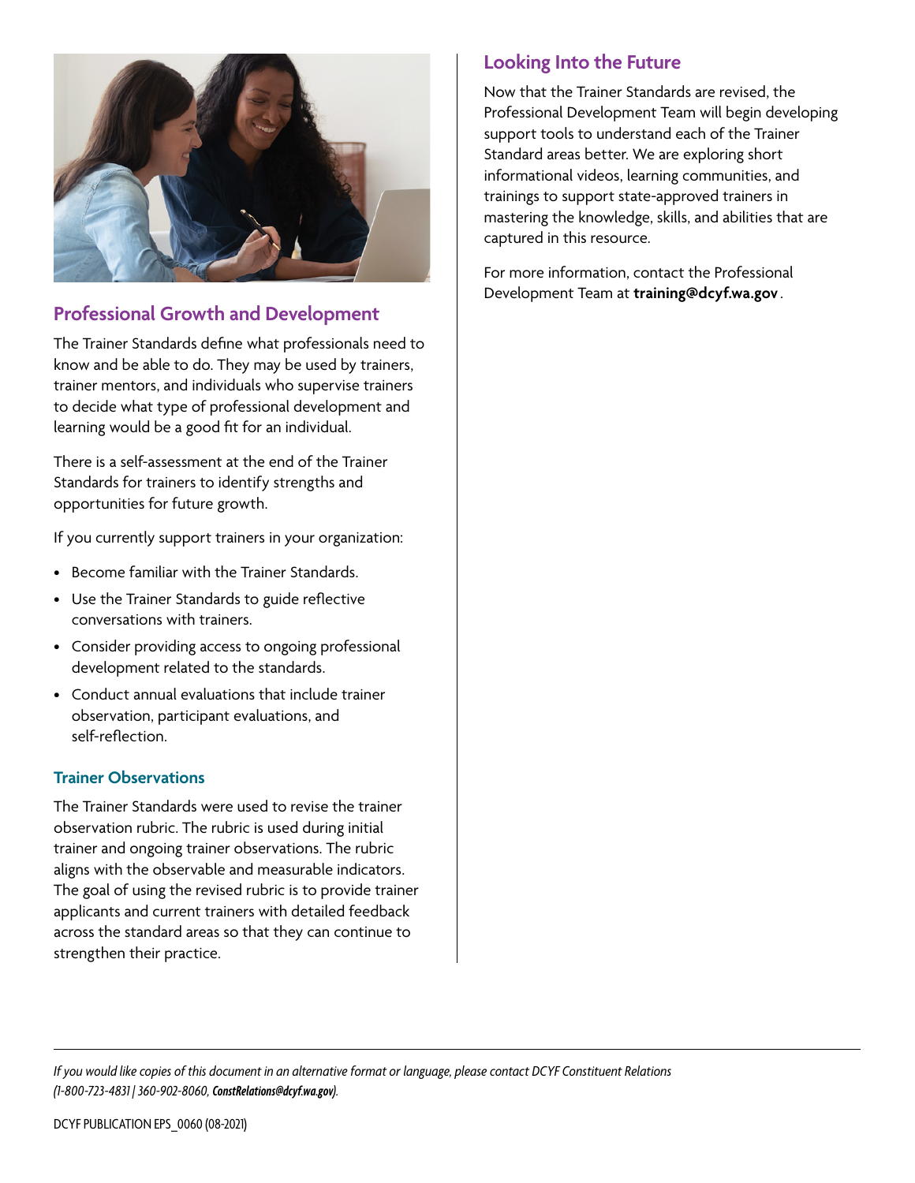## Professional Growth and Development

The Trainer Standards define what professionals need to know and be able to do. They may be used by trainers, trainer mentors, and individuals who supervise trainers to decide what type of professional development and learning would be a good fit for an individual.

There is a self-assessment at the end of the Trainer Standards for trainers to identify strengths and opportunities for future growth.

If you currently support trainers in your organization:

- Become familiar with the Trainer Standards.
- Use the Trainer Standards to guide reflective conversations with trainers.
- Consider providing access to ongoing professional development related to the standards.
- Conduct annual evaluations that include trainer observation, participant evaluations, and self-reflection.

### Trainer Observations

The Trainer Standards were used to revise the trainer observation rubric. The rubric is used during initial trainer and ongoing trainer observations. The rubric aligns with the observable and measurable indicators. The goal of using the revised rubric is to provide trainer applicants and current trainers with detailed feedback across the standard areas so that they can continue to strengthen their practice.

## Looking Into the Future

Now that the Trainer Standards are revised, the Professional Development Team will begin developing support tools to understand each of the Trainer Standard areas better. We are exploring short informational videos, learning communities, and trainings to support state-approved trainers in mastering the knowledge, skills, and abilities that are captured in this resource.

For more information, contact the Professional Development Team at **training@dcyf.wa.gov**.

---

*If you would like copies of this document in an alternative format or language, please contact DCYF Constituent Relations (1-800-723-4831 | 360-902-8060,* ***ConstRelations@dcyf.wa.gov****).*

DCYF PUBLICATION EPS_0060 (08-2021)